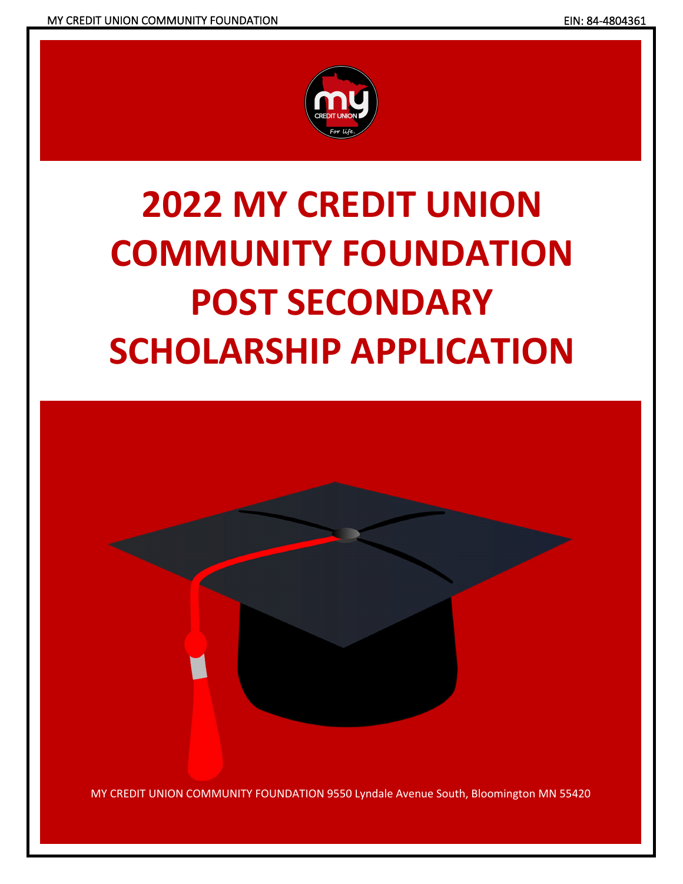# 2022 MY CREDIT UNION COMMUNITY FOUNDATION POST SECONDARY SCHOLARSHIP APPLICATION

MY CREDIT UNION COMMUNITY FOUNDATION 9550 Lyndale Avenue South, Bloomington MN 55420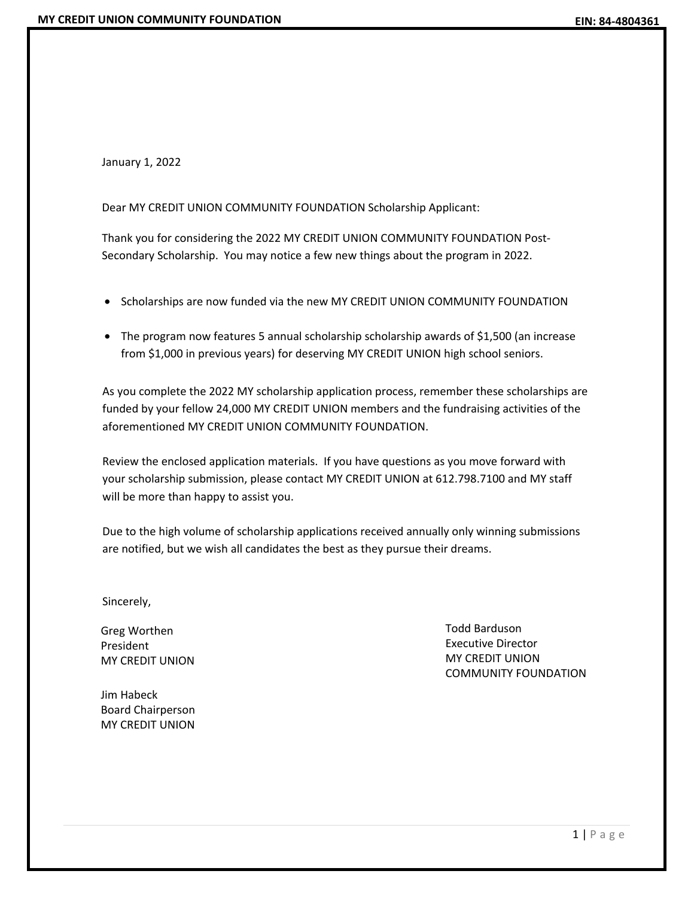January 1, 2022

Dear MY CREDIT UNION COMMUNITY FOUNDATION Scholarship Applicant:

Thank you for considering the 2022 MY CREDIT UNION COMMUNITY FOUNDATION Post-Secondary Scholarship. You may notice a few new things about the program in 2022.

- Scholarships are now funded via the new MY CREDIT UNION COMMUNITY FOUNDATION
- The program now features 5 annual scholarship scholarship awards of $1,500 (an increase from $1,000 in previous years) for deserving MY CREDIT UNION high school seniors.

As you complete the 2022 MY scholarship application process, remember these scholarships are funded by your fellow 24,000 MY CREDIT UNION members and the fundraising activities of the aforementioned MY CREDIT UNION COMMUNITY FOUNDATION.

Review the enclosed application materials. If you have questions as you move forward with your scholarship submission, please contact MY CREDIT UNION at 612.798.7100 and MY staff will be more than happy to assist you.

Due to the high volume of scholarship applications received annually only winning submissions are notified, but we wish all candidates the best as they pursue their dreams.

Sincerely,

Greg Worthen
President
MY CREDIT UNION

Jim Habeck
Board Chairperson
MY CREDIT UNION

Todd Barduson
Executive Director
MY CREDIT UNION
COMMUNITY FOUNDATION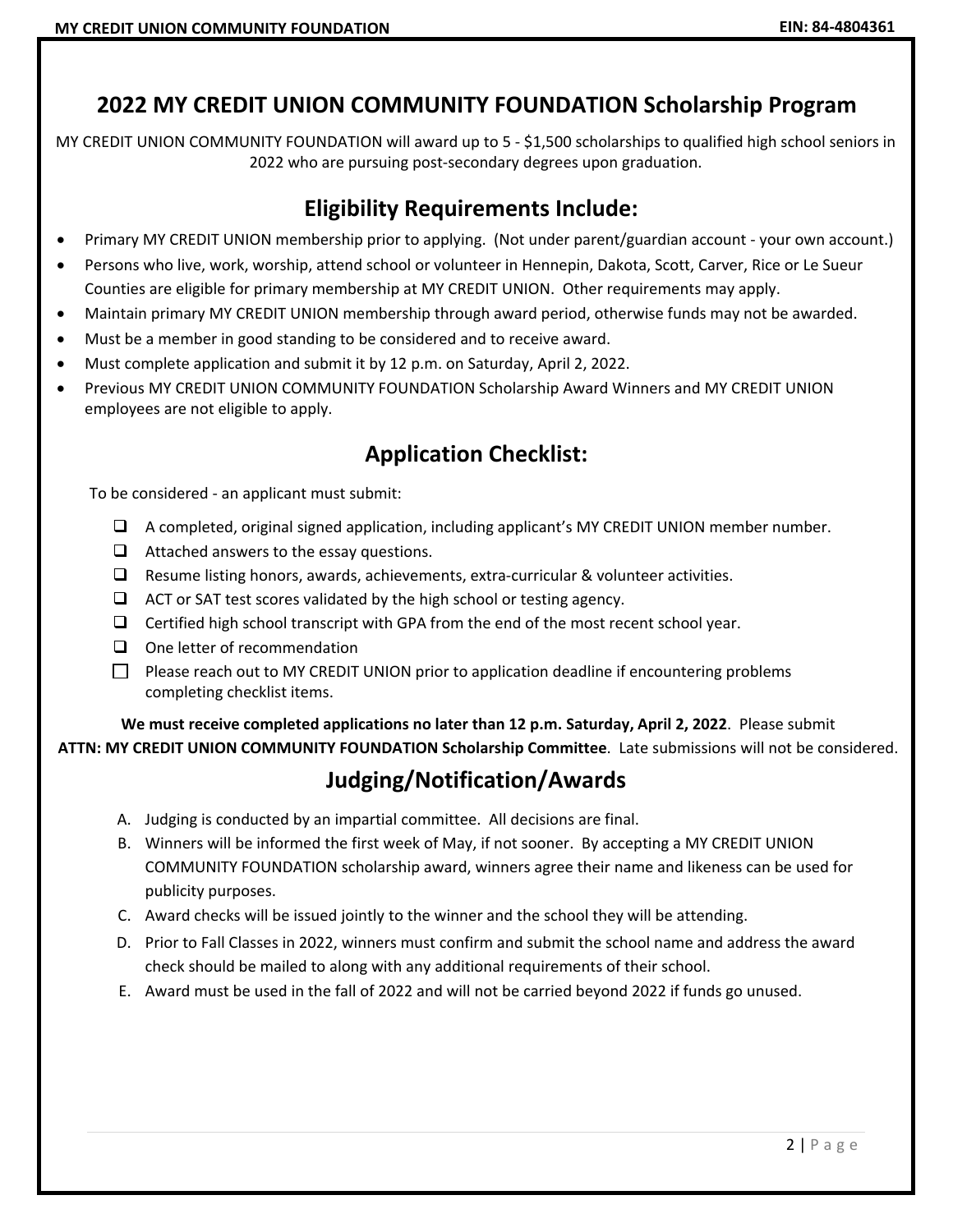# 2022 MY CREDIT UNION COMMUNITY FOUNDATION Scholarship Program

MY CREDIT UNION COMMUNITY FOUNDATION will award up to 5 - $1,500 scholarships to qualified high school seniors in 2022 who are pursuing post-secondary degrees upon graduation.

## Eligibility Requirements Include:

- Primary MY CREDIT UNION membership prior to applying. (Not under parent/guardian account - your own account.)
- Persons who live, work, worship, attend school or volunteer in Hennepin, Dakota, Scott, Carver, Rice or Le Sueur Counties are eligible for primary membership at MY CREDIT UNION. Other requirements may apply.
- Maintain primary MY CREDIT UNION membership through award period, otherwise funds may not be awarded.
- Must be a member in good standing to be considered and to receive award.
- Must complete application and submit it by 12 p.m. on Saturday, April 2, 2022.
- Previous MY CREDIT UNION COMMUNITY FOUNDATION Scholarship Award Winners and MY CREDIT UNION employees are not eligible to apply.

## Application Checklist:

To be considered - an applicant must submit:

- ☐ A completed, original signed application, including applicant's MY CREDIT UNION member number.
- ☐ Attached answers to the essay questions.
- ☐ Resume listing honors, awards, achievements, extra-curricular & volunteer activities.
- ☐ ACT or SAT test scores validated by the high school or testing agency.
- ☐ Certified high school transcript with GPA from the end of the most recent school year.
- ☐ One letter of recommendation
- ☐ Please reach out to MY CREDIT UNION prior to application deadline if encountering problems completing checklist items.

**We must receive completed applications no later than 12 p.m. Saturday, April 2, 2022**. Please submit **ATTN: MY CREDIT UNION COMMUNITY FOUNDATION Scholarship Committee**. Late submissions will not be considered.

## Judging/Notification/Awards

A. Judging is conducted by an impartial committee. All decisions are final.

B. Winners will be informed the first week of May, if not sooner. By accepting a MY CREDIT UNION COMMUNITY FOUNDATION scholarship award, winners agree their name and likeness can be used for publicity purposes.

C. Award checks will be issued jointly to the winner and the school they will be attending.

D. Prior to Fall Classes in 2022, winners must confirm and submit the school name and address the award check should be mailed to along with any additional requirements of their school.

E. Award must be used in the fall of 2022 and will not be carried beyond 2022 if funds go unused.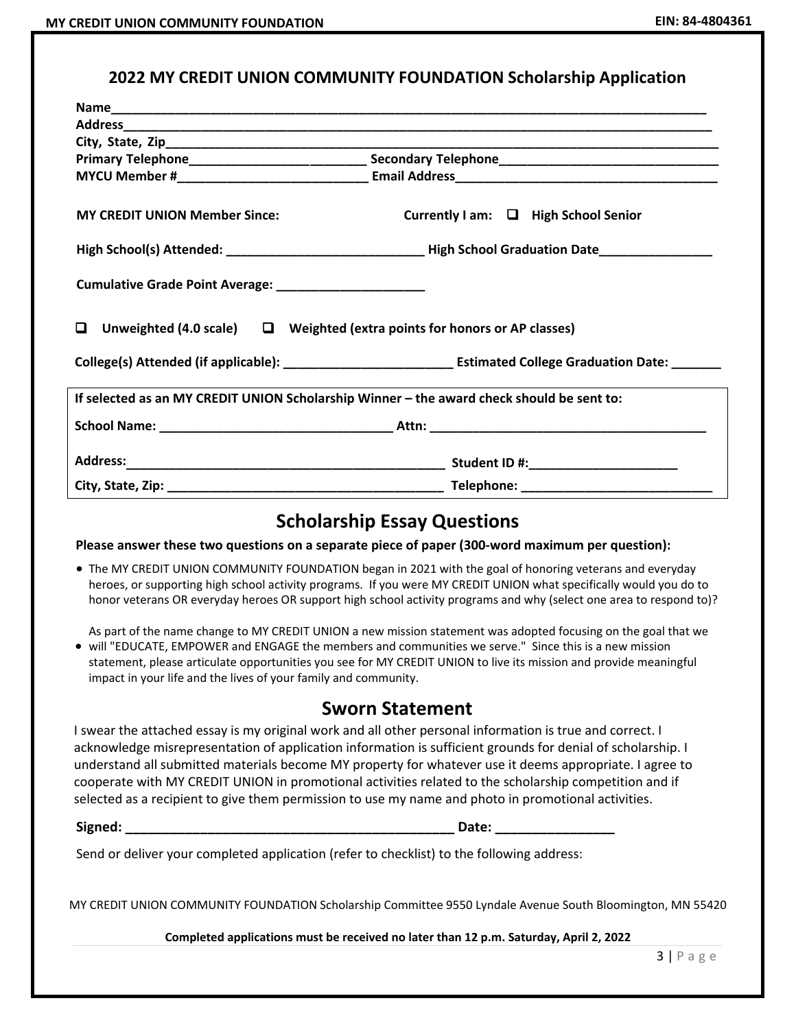# 2022 MY CREDIT UNION COMMUNITY FOUNDATION Scholarship Application

**Name**_______________________________________________________________________________

**Address**_____________________________________________________________________________

**City, State, Zip**_______________________________________________________________________

**Primary Telephone**________________________ **Secondary Telephone**_____________________________

**MYCU Member #**__________________________ **Email Address**____________________________________

**MY CREDIT UNION Member Since:** **Currently I am:** ☐ **High School Senior**

**High School(s) Attended:** ___________________________ **High School Graduation Date**________________

**Cumulative Grade Point Average:** _____________________

☐ **Unweighted (4.0 scale)** ☐ **Weighted (extra points for honors or AP classes)**

**College(s) Attended (if applicable):** ________________________ **Estimated College Graduation Date:** _______

**If selected as an MY CREDIT UNION Scholarship Winner – the award check should be sent to:**

**School Name:** _______________________________ **Attn:** ______________________________________

**Address:**____________________________________________ **Student ID #:**_____________________

**City, State, Zip:** ______________________________________ **Telephone:** ___________________________

## Scholarship Essay Questions

**Please answer these two questions on a separate piece of paper (300-word maximum per question):**

- The MY CREDIT UNION COMMUNITY FOUNDATION began in 2021 with the goal of honoring veterans and everyday heroes, or supporting high school activity programs. If you were MY CREDIT UNION what specifically would you do to honor veterans OR everyday heroes OR support high school activity programs and why (select one area to respond to)?
- As part of the name change to MY CREDIT UNION a new mission statement was adopted focusing on the goal that we will "EDUCATE, EMPOWER and ENGAGE the members and communities we serve." Since this is a new mission statement, please articulate opportunities you see for MY CREDIT UNION to live its mission and provide meaningful impact in your life and the lives of your family and community.

## Sworn Statement

I swear the attached essay is my original work and all other personal information is true and correct. I acknowledge misrepresentation of application information is sufficient grounds for denial of scholarship. I understand all submitted materials become MY property for whatever use it deems appropriate. I agree to cooperate with MY CREDIT UNION in promotional activities related to the scholarship competition and if selected as a recipient to give them permission to use my name and photo in promotional activities.

**Signed:** _____________________________________________ **Date:** ________________

Send or deliver your completed application (refer to checklist) to the following address:

MY CREDIT UNION COMMUNITY FOUNDATION Scholarship Committee 9550 Lyndale Avenue South Bloomington, MN 55420

**Completed applications must be received no later than 12 p.m. Saturday, April 2, 2022**